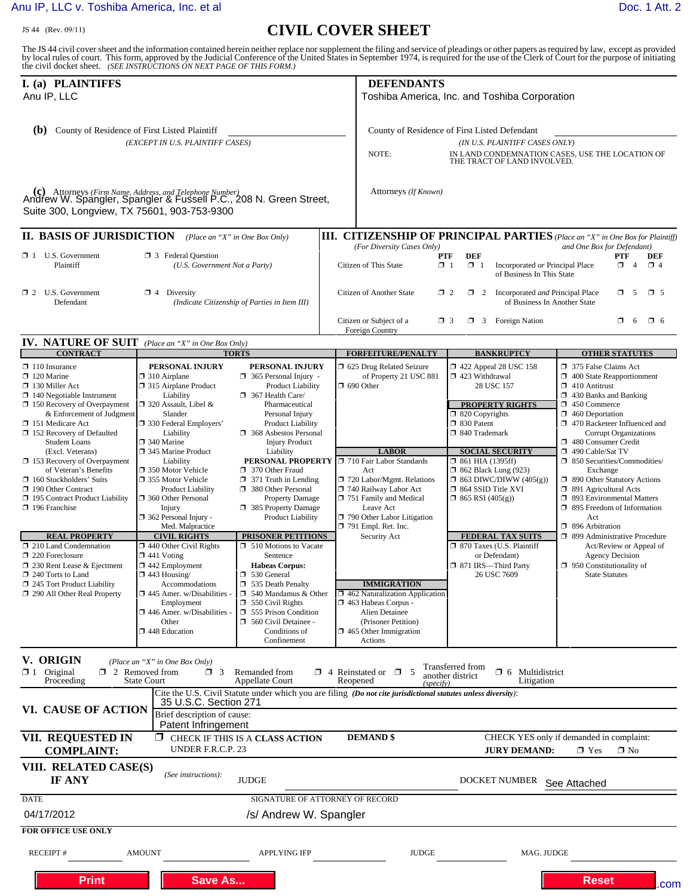JS 44 (Rev. 09/11)

# CIVIL COVER SHEET

The JS 44 civil cover sheet and the information contained herein neither replace nor supplement the filing and service of pleadings or other papers as required by law, except as provided by local rules of court. This form, approved by the Judicial Conference of the United States in September 1974, is required for the use of the Clerk of Court for the purpose of initiating the civil docket sheet. *(SEE INSTRUCTIONS ON NEXT PAGE OF THIS FORM.)*

## I. (a) PLAINTIFFS

Anu IP, LLC

**(b)** County of Residence of First Listed Plaintiff

*(EXCEPT IN U.S. PLAINTIFF CASES)*

**(c)** Attorneys *(Firm Name, Address, and Telephone Number)*

Andrew W. Spangler, Spangler & Fussell P.C., 208 N. Green Street, Suite 300, Longview, TX 75601, 903-753-9300

## DEFENDANTS

Toshiba America, Inc. and Toshiba Corporation

County of Residence of First Listed Defendant

*(IN U.S. PLAINTIFF CASES ONLY)*

NOTE: IN LAND CONDEMNATION CASES, USE THE LOCATION OF THE TRACT OF LAND INVOLVED.

Attorneys *(If Known)*

## II. BASIS OF JURISDICTION *(Place an "X" in One Box Only)*

- ❒ 1 U.S. Government Plaintiff
- ❒ 3 Federal Question *(U.S. Government Not a Party)*
- ❒ 2 U.S. Government Defendant
- ❒ 4 Diversity *(Indicate Citizenship of Parties in Item III)*

## III. CITIZENSHIP OF PRINCIPAL PARTIES *(Place an "X" in One Box for Plaintiff and One Box for Defendant)*

*(For Diversity Cases Only)*

| | PTF | DEF | | PTF | DEF |
|---|---|---|---|---|---|
| Citizen of This State | ❒ 1 | ❒ 1 | Incorporated *or* Principal Place of Business In This State | ❒ 4 | ❒ 4 |
| Citizen of Another State | ❒ 2 | ❒ 2 | Incorporated *and* Principal Place of Business In Another State | ❒ 5 | ❒ 5 |
| Citizen or Subject of a Foreign Country | ❒ 3 | ❒ 3 | Foreign Nation | ❒ 6 | ❒ 6 |

## IV. NATURE OF SUIT *(Place an "X" in One Box Only)*

**CONTRACT**
- ❒ 110 Insurance
- ❒ 120 Marine
- ❒ 130 Miller Act
- ❒ 140 Negotiable Instrument
- ❒ 150 Recovery of Overpayment & Enforcement of Judgment
- ❒ 151 Medicare Act
- ❒ 152 Recovery of Defaulted Student Loans (Excl. Veterans)
- ❒ 153 Recovery of Overpayment of Veteran's Benefits
- ❒ 160 Stockholders' Suits
- ❒ 190 Other Contract
- ❒ 195 Contract Product Liability
- ❒ 196 Franchise

**REAL PROPERTY**
- ❒ 210 Land Condemnation
- ❒ 220 Foreclosure
- ❒ 230 Rent Lease & Ejectment
- ❒ 240 Torts to Land
- ❒ 245 Tort Product Liability
- ❒ 290 All Other Real Property

**TORTS**

PERSONAL INJURY
- ❒ 310 Airplane
- ❒ 315 Airplane Product Liability
- ❒ 320 Assault, Libel & Slander
- ❒ 330 Federal Employers' Liability
- ❒ 340 Marine
- ❒ 345 Marine Product Liability
- ❒ 350 Motor Vehicle
- ❒ 355 Motor Vehicle Product Liability
- ❒ 360 Other Personal Injury
- ❒ 362 Personal Injury - Med. Malpractice

PERSONAL INJURY
- ❒ 365 Personal Injury - Product Liability
- ❒ 367 Health Care/ Pharmaceutical Personal Injury Product Liability
- ❒ 368 Asbestos Personal Injury Product Liability

PERSONAL PROPERTY
- ❒ 370 Other Fraud
- ❒ 371 Truth in Lending
- ❒ 380 Other Personal Property Damage
- ❒ 385 Property Damage Product Liability

**CIVIL RIGHTS**
- ❒ 440 Other Civil Rights
- ❒ 441 Voting
- ❒ 442 Employment
- ❒ 443 Housing/ Accommodations
- ❒ 445 Amer. w/Disabilities - Employment
- ❒ 446 Amer. w/Disabilities - Other
- ❒ 448 Education

**PRISONER PETITIONS**
- ❒ 510 Motions to Vacate Sentence

Habeas Corpus:
- ❒ 530 General
- ❒ 535 Death Penalty
- ❒ 540 Mandamus & Other
- ❒ 550 Civil Rights
- ❒ 555 Prison Condition
- ❒ 560 Civil Detainee - Conditions of Confinement

**FORFEITURE/PENALTY**
- ❒ 625 Drug Related Seizure of Property 21 USC 881
- ❒ 690 Other

**LABOR**
- ❒ 710 Fair Labor Standards Act
- ❒ 720 Labor/Mgmt. Relations
- ❒ 740 Railway Labor Act
- ❒ 751 Family and Medical Leave Act
- ❒ 790 Other Labor Litigation
- ❒ 791 Empl. Ret. Inc. Security Act

**IMMIGRATION**
- ❒ 462 Naturalization Application
- ❒ 463 Habeas Corpus - Alien Detainee (Prisoner Petition)
- ❒ 465 Other Immigration Actions

**BANKRUPTCY**
- ❒ 422 Appeal 28 USC 158
- ❒ 423 Withdrawal 28 USC 157

**PROPERTY RIGHTS**
- ❒ 820 Copyrights
- ❒ 830 Patent
- ❒ 840 Trademark

**SOCIAL SECURITY**
- ❒ 861 HIA (1395ff)
- ❒ 862 Black Lung (923)
- ❒ 863 DIWC/DIWW (405(g))
- ❒ 864 SSID Title XVI
- ❒ 865 RSI (405(g))

**FEDERAL TAX SUITS**
- ❒ 870 Taxes (U.S. Plaintiff or Defendant)
- ❒ 871 IRS—Third Party 26 USC 7609

**OTHER STATUTES**
- ❒ 375 False Claims Act
- ❒ 400 State Reapportionment
- ❒ 410 Antitrust
- ❒ 430 Banks and Banking
- ❒ 450 Commerce
- ❒ 460 Deportation
- ❒ 470 Racketeer Influenced and Corrupt Organizations
- ❒ 480 Consumer Credit
- ❒ 490 Cable/Sat TV
- ❒ 850 Securities/Commodities/ Exchange
- ❒ 890 Other Statutory Actions
- ❒ 891 Agricultural Acts
- ❒ 893 Environmental Matters
- ❒ 895 Freedom of Information Act
- ❒ 896 Arbitration
- ❒ 899 Administrative Procedure Act/Review or Appeal of Agency Decision
- ❒ 950 Constitutionality of State Statutes

## V. ORIGIN *(Place an "X" in One Box Only)*

- ❒ 1 Original Proceeding
- ❒ 2 Removed from State Court
- ❒ 3 Remanded from Appellate Court
- ❒ 4 Reinstated or Reopened
- ❒ 5 Transferred from another district *(specify)*
- ❒ 6 Multidistrict Litigation

## VI. CAUSE OF ACTION

Cite the U.S. Civil Statute under which you are filing *(Do not cite jurisdictional statutes unless diversity)*:
35 U.S.C. Section 271

Brief description of cause:
Patent Infringement

## VII. REQUESTED IN COMPLAINT:

❒ CHECK IF THIS IS A **CLASS ACTION** UNDER F.R.C.P. 23

**DEMAND $**

CHECK YES only if demanded in complaint:
**JURY DEMAND:** ❒ Yes ❒ No

## VIII. RELATED CASE(S) IF ANY

*(See instructions):* JUDGE DOCKET NUMBER See Attached

DATE: 04/17/2012

SIGNATURE OF ATTORNEY OF RECORD: /s/ Andrew W. Spangler

**FOR OFFICE USE ONLY**

RECEIPT # AMOUNT APPLYING IFP JUDGE MAG. JUDGE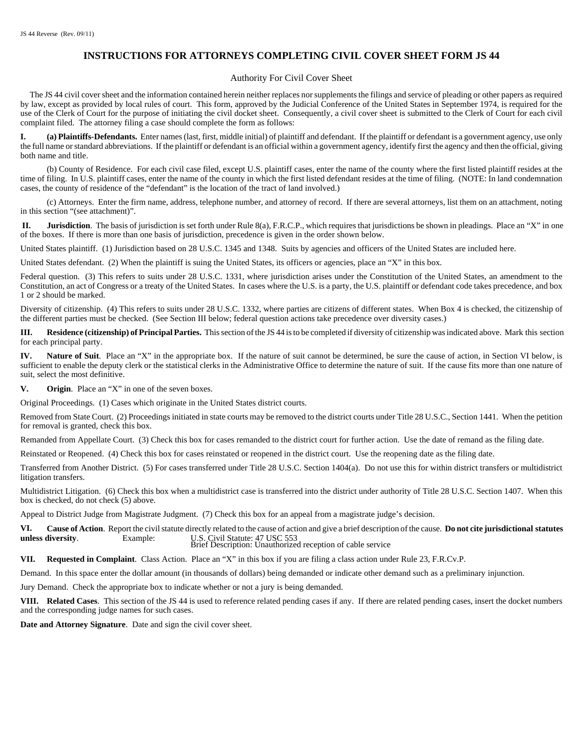JS 44 Reverse (Rev. 09/11)

# INSTRUCTIONS FOR ATTORNEYS COMPLETING CIVIL COVER SHEET FORM JS 44

## Authority For Civil Cover Sheet

The JS 44 civil cover sheet and the information contained herein neither replaces nor supplements the filings and service of pleading or other papers as required by law, except as provided by local rules of court. This form, approved by the Judicial Conference of the United States in September 1974, is required for the use of the Clerk of Court for the purpose of initiating the civil docket sheet. Consequently, a civil cover sheet is submitted to the Clerk of Court for each civil complaint filed. The attorney filing a case should complete the form as follows:

**I. (a) Plaintiffs-Defendants.** Enter names (last, first, middle initial) of plaintiff and defendant. If the plaintiff or defendant is a government agency, use only the full name or standard abbreviations. If the plaintiff or defendant is an official within a government agency, identify first the agency and then the official, giving both name and title.

(b) County of Residence. For each civil case filed, except U.S. plaintiff cases, enter the name of the county where the first listed plaintiff resides at the time of filing. In U.S. plaintiff cases, enter the name of the county in which the first listed defendant resides at the time of filing. (NOTE: In land condemnation cases, the county of residence of the "defendant" is the location of the tract of land involved.)

(c) Attorneys. Enter the firm name, address, telephone number, and attorney of record. If there are several attorneys, list them on an attachment, noting in this section "(see attachment)".

**II. Jurisdiction**. The basis of jurisdiction is set forth under Rule 8(a), F.R.C.P., which requires that jurisdictions be shown in pleadings. Place an "X" in one of the boxes. If there is more than one basis of jurisdiction, precedence is given in the order shown below.

United States plaintiff. (1) Jurisdiction based on 28 U.S.C. 1345 and 1348. Suits by agencies and officers of the United States are included here.

United States defendant. (2) When the plaintiff is suing the United States, its officers or agencies, place an "X" in this box.

Federal question. (3) This refers to suits under 28 U.S.C. 1331, where jurisdiction arises under the Constitution of the United States, an amendment to the Constitution, an act of Congress or a treaty of the United States. In cases where the U.S. is a party, the U.S. plaintiff or defendant code takes precedence, and box 1 or 2 should be marked.

Diversity of citizenship. (4) This refers to suits under 28 U.S.C. 1332, where parties are citizens of different states. When Box 4 is checked, the citizenship of the different parties must be checked. (See Section III below; federal question actions take precedence over diversity cases.)

**III. Residence (citizenship) of Principal Parties.** This section of the JS 44 is to be completed if diversity of citizenship was indicated above. Mark this section for each principal party.

**IV. Nature of Suit**. Place an "X" in the appropriate box. If the nature of suit cannot be determined, be sure the cause of action, in Section VI below, is sufficient to enable the deputy clerk or the statistical clerks in the Administrative Office to determine the nature of suit. If the cause fits more than one nature of suit, select the most definitive.

**V. Origin**. Place an "X" in one of the seven boxes.

Original Proceedings. (1) Cases which originate in the United States district courts.

Removed from State Court. (2) Proceedings initiated in state courts may be removed to the district courts under Title 28 U.S.C., Section 1441. When the petition for removal is granted, check this box.

Remanded from Appellate Court. (3) Check this box for cases remanded to the district court for further action. Use the date of remand as the filing date.

Reinstated or Reopened. (4) Check this box for cases reinstated or reopened in the district court. Use the reopening date as the filing date.

Transferred from Another District. (5) For cases transferred under Title 28 U.S.C. Section 1404(a). Do not use this for within district transfers or multidistrict litigation transfers.

Multidistrict Litigation. (6) Check this box when a multidistrict case is transferred into the district under authority of Title 28 U.S.C. Section 1407. When this box is checked, do not check (5) above.

Appeal to District Judge from Magistrate Judgment. (7) Check this box for an appeal from a magistrate judge's decision.

**VI. Cause of Action**. Report the civil statute directly related to the cause of action and give a brief description of the cause. **Do not cite jurisdictional statutes unless diversity**. Example: U.S. Civil Statute: 47 USC 553
Brief Description: Unauthorized reception of cable service

**VII. Requested in Complaint**. Class Action. Place an "X" in this box if you are filing a class action under Rule 23, F.R.Cv.P.

Demand. In this space enter the dollar amount (in thousands of dollars) being demanded or indicate other demand such as a preliminary injunction.

Jury Demand. Check the appropriate box to indicate whether or not a jury is being demanded.

**VIII. Related Cases**. This section of the JS 44 is used to reference related pending cases if any. If there are related pending cases, insert the docket numbers and the corresponding judge names for such cases.

**Date and Attorney Signature**. Date and sign the civil cover sheet.